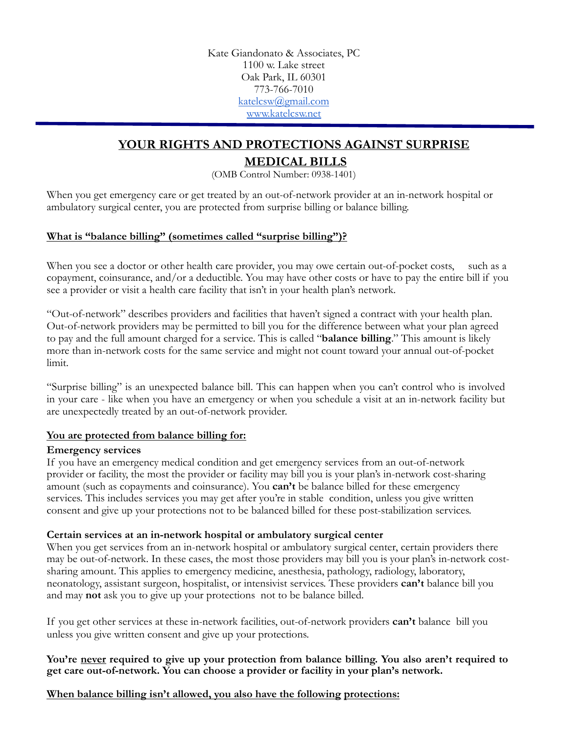Kate Giandonato & Associates, PC
1100 w. Lake street
Oak Park, IL 60301
773-766-7010
[katelcsw@gmail.com](mailto:katelcsw@gmail.com)
[www.katelcsw.net](http://www.katelcsw.net)

---

# YOUR RIGHTS AND PROTECTIONS AGAINST SURPRISE MEDICAL BILLS

(OMB Control Number: 0938-1401)

When you get emergency care or get treated by an out-of-network provider at an in-network hospital or ambulatory surgical center, you are protected from surprise billing or balance billing.

## What is "balance billing" (sometimes called "surprise billing")?

When you see a doctor or other health care provider, you may owe certain out-of-pocket costs, such as a copayment, coinsurance, and/or a deductible. You may have other costs or have to pay the entire bill if you see a provider or visit a health care facility that isn't in your health plan's network.

"Out-of-network" describes providers and facilities that haven't signed a contract with your health plan. Out-of-network providers may be permitted to bill you for the difference between what your plan agreed to pay and the full amount charged for a service. This is called "**balance billing**." This amount is likely more than in-network costs for the same service and might not count toward your annual out-of-pocket limit.

"Surprise billing" is an unexpected balance bill. This can happen when you can't control who is involved in your care - like when you have an emergency or when you schedule a visit at an in-network facility but are unexpectedly treated by an out-of-network provider.

## You are protected from balance billing for:

### Emergency services

If you have an emergency medical condition and get emergency services from an out-of-network provider or facility, the most the provider or facility may bill you is your plan's in-network cost-sharing amount (such as copayments and coinsurance). You **can't** be balance billed for these emergency services. This includes services you may get after you're in stable condition, unless you give written consent and give up your protections not to be balanced billed for these post-stabilization services.

### Certain services at an in-network hospital or ambulatory surgical center

When you get services from an in-network hospital or ambulatory surgical center, certain providers there may be out-of-network. In these cases, the most those providers may bill you is your plan's in-network cost-sharing amount. This applies to emergency medicine, anesthesia, pathology, radiology, laboratory, neonatology, assistant surgeon, hospitalist, or intensivist services. These providers **can't** balance bill you and may **not** ask you to give up your protections not to be balance billed.

If you get other services at these in-network facilities, out-of-network providers **can't** balance bill you unless you give written consent and give up your protections.

**You're never required to give up your protection from balance billing. You also aren't required to get care out-of-network. You can choose a provider or facility in your plan's network.**

## When balance billing isn't allowed, you also have the following protections: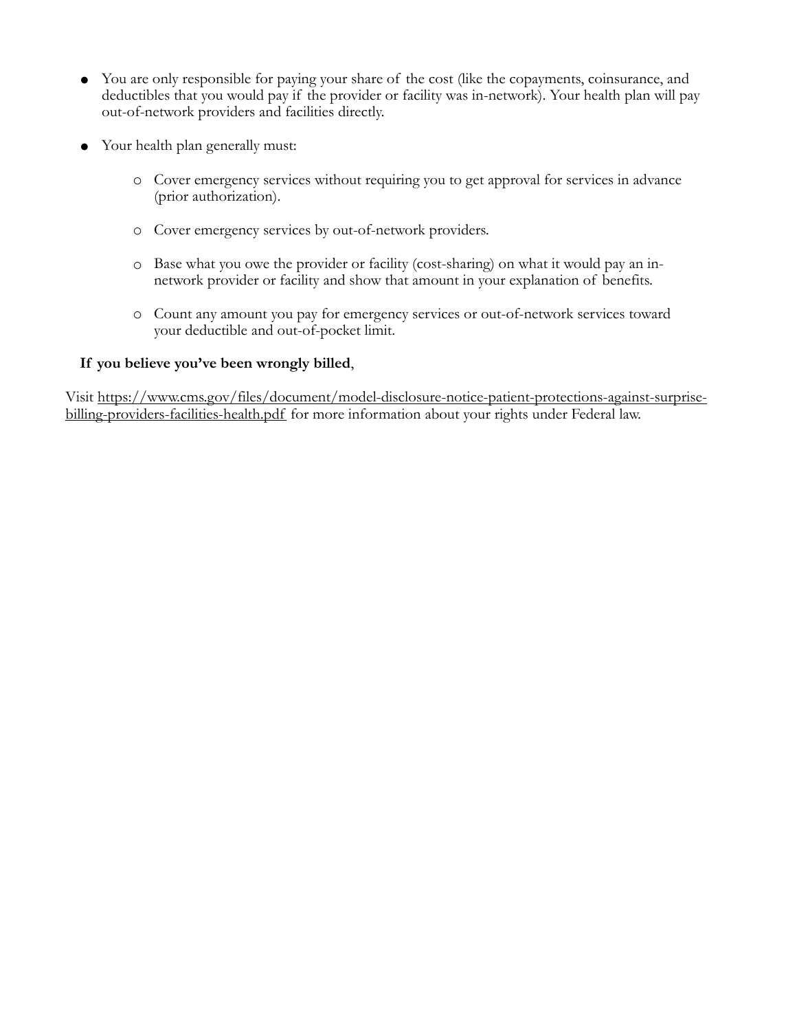- You are only responsible for paying your share of the cost (like the copayments, coinsurance, and deductibles that you would pay if the provider or facility was in-network). Your health plan will pay out-of-network providers and facilities directly.

- Your health plan generally must:

  - Cover emergency services without requiring you to get approval for services in advance (prior authorization).

  - Cover emergency services by out-of-network providers.

  - Base what you owe the provider or facility (cost-sharing) on what it would pay an in-network provider or facility and show that amount in your explanation of benefits.

  - Count any amount you pay for emergency services or out-of-network services toward your deductible and out-of-pocket limit.

**If you believe you've been wrongly billed**,

Visit https://www.cms.gov/files/document/model-disclosure-notice-patient-protections-against-surprise-billing-providers-facilities-health.pdf for more information about your rights under Federal law.